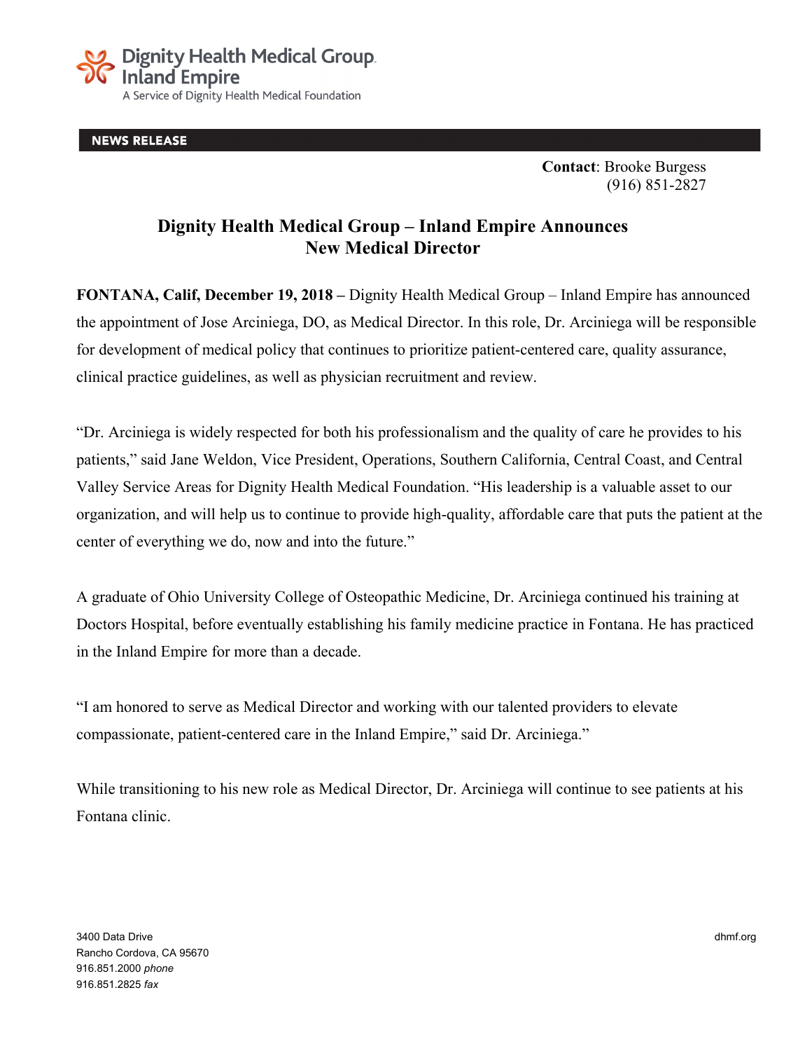Dignity Health Medical Group
Inland Empire
A Service of Dignity Health Medical Foundation

**NEWS RELEASE**

**Contact**: Brooke Burgess
(916) 851-2827

# Dignity Health Medical Group – Inland Empire Announces New Medical Director

**FONTANA, Calif, December 19, 2018 –** Dignity Health Medical Group – Inland Empire has announced the appointment of Jose Arciniega, DO, as Medical Director. In this role, Dr. Arciniega will be responsible for development of medical policy that continues to prioritize patient-centered care, quality assurance, clinical practice guidelines, as well as physician recruitment and review.

"Dr. Arciniega is widely respected for both his professionalism and the quality of care he provides to his patients," said Jane Weldon, Vice President, Operations, Southern California, Central Coast, and Central Valley Service Areas for Dignity Health Medical Foundation. "His leadership is a valuable asset to our organization, and will help us to continue to provide high-quality, affordable care that puts the patient at the center of everything we do, now and into the future."

A graduate of Ohio University College of Osteopathic Medicine, Dr. Arciniega continued his training at Doctors Hospital, before eventually establishing his family medicine practice in Fontana. He has practiced in the Inland Empire for more than a decade.

"I am honored to serve as Medical Director and working with our talented providers to elevate compassionate, patient-centered care in the Inland Empire," said Dr. Arciniega."

While transitioning to his new role as Medical Director, Dr. Arciniega will continue to see patients at his Fontana clinic.

3400 Data Drive
Rancho Cordova, CA 95670
916.851.2000 *phone*
916.851.2825 *fax*

dhmf.org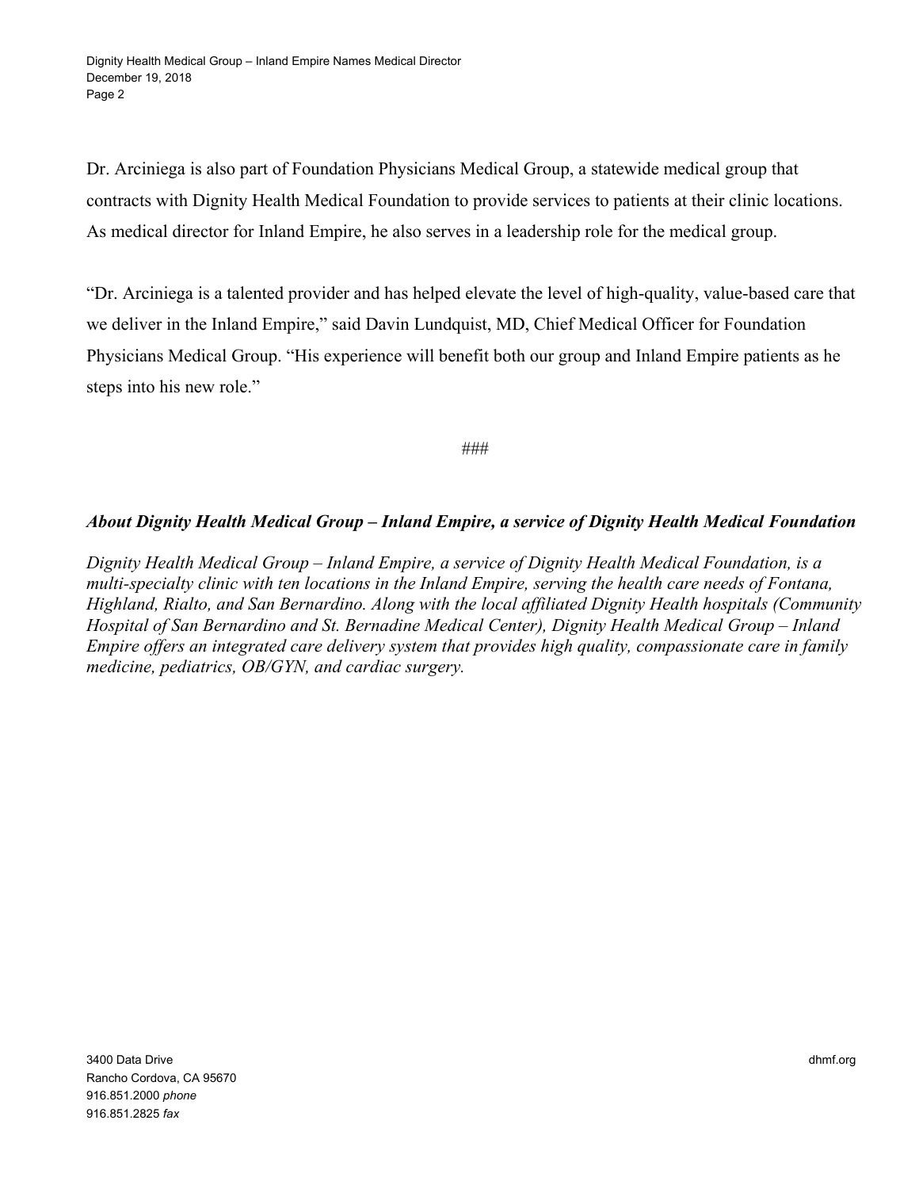Dr. Arciniega is also part of Foundation Physicians Medical Group, a statewide medical group that contracts with Dignity Health Medical Foundation to provide services to patients at their clinic locations. As medical director for Inland Empire, he also serves in a leadership role for the medical group.

"Dr. Arciniega is a talented provider and has helped elevate the level of high-quality, value-based care that we deliver in the Inland Empire," said Davin Lundquist, MD, Chief Medical Officer for Foundation Physicians Medical Group. "His experience will benefit both our group and Inland Empire patients as he steps into his new role."

###

***About Dignity Health Medical Group – Inland Empire, a service of Dignity Health Medical Foundation***

*Dignity Health Medical Group – Inland Empire, a service of Dignity Health Medical Foundation, is a multi-specialty clinic with ten locations in the Inland Empire, serving the health care needs of Fontana, Highland, Rialto, and San Bernardino. Along with the local affiliated Dignity Health hospitals (Community Hospital of San Bernardino and St. Bernadine Medical Center), Dignity Health Medical Group – Inland Empire offers an integrated care delivery system that provides high quality, compassionate care in family medicine, pediatrics, OB/GYN, and cardiac surgery.*

3400 Data Drive
Rancho Cordova, CA 95670
916.851.2000 *phone*
916.851.2825 *fax*

dhmf.org